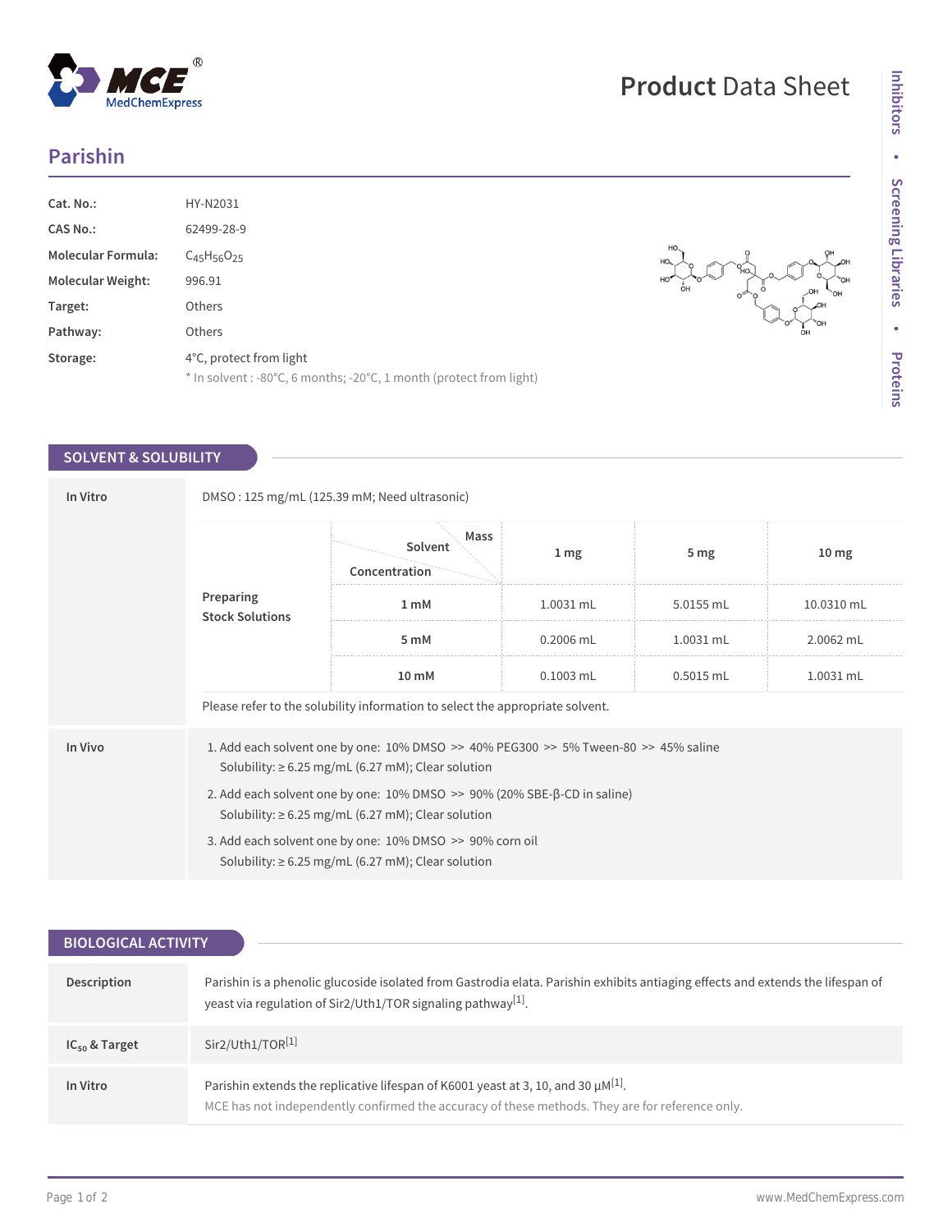# Parishin

| | |
|---|---|
| **Cat. No.:** | HY-N2031 |
| **CAS No.:** | 62499-28-9 |
| **Molecular Formula:** | $C_{45}H_{56}O_{25}$ |
| **Molecular Weight:** | 996.91 |
| **Target:** | Others |
| **Pathway:** | Others |
| **Storage:** | 4°C, protect from light<br>* In solvent : -80°C, 6 months; -20°C, 1 month (protect from light) |

## SOLVENT & SOLUBILITY

**In Vitro**

DMSO : 125 mg/mL (125.39 mM; Need ultrasonic)

**Preparing Stock Solutions**

| Concentration \ Solvent \ Mass | 1 mg | 5 mg | 10 mg |
|---|---|---|---|
| 1 mM | 1.0031 mL | 5.0155 mL | 10.0310 mL |
| 5 mM | 0.2006 mL | 1.0031 mL | 2.0062 mL |
| 10 mM | 0.1003 mL | 0.5015 mL | 1.0031 mL |

Please refer to the solubility information to select the appropriate solvent.

**In Vivo**

1. Add each solvent one by one: 10% DMSO >> 40% PEG300 >> 5% Tween-80 >> 45% saline
   Solubility: ≥ 6.25 mg/mL (6.27 mM); Clear solution
2. Add each solvent one by one: 10% DMSO >> 90% (20% SBE-β-CD in saline)
   Solubility: ≥ 6.25 mg/mL (6.27 mM); Clear solution
3. Add each solvent one by one: 10% DMSO >> 90% corn oil
   Solubility: ≥ 6.25 mg/mL (6.27 mM); Clear solution

## BIOLOGICAL ACTIVITY

**Description**

Parishin is a phenolic glucoside isolated from Gastrodia elata. Parishin exhibits antiaging effects and extends the lifespan of yeast via regulation of Sir2/Uth1/TOR signaling pathway[1].

**$IC_{50}$ & Target**

Sir2/Uth1/TOR[1]

**In Vitro**

Parishin extends the replicative lifespan of K6001 yeast at 3, 10, and 30 μM[1].

MCE has not independently confirmed the accuracy of these methods. They are for reference only.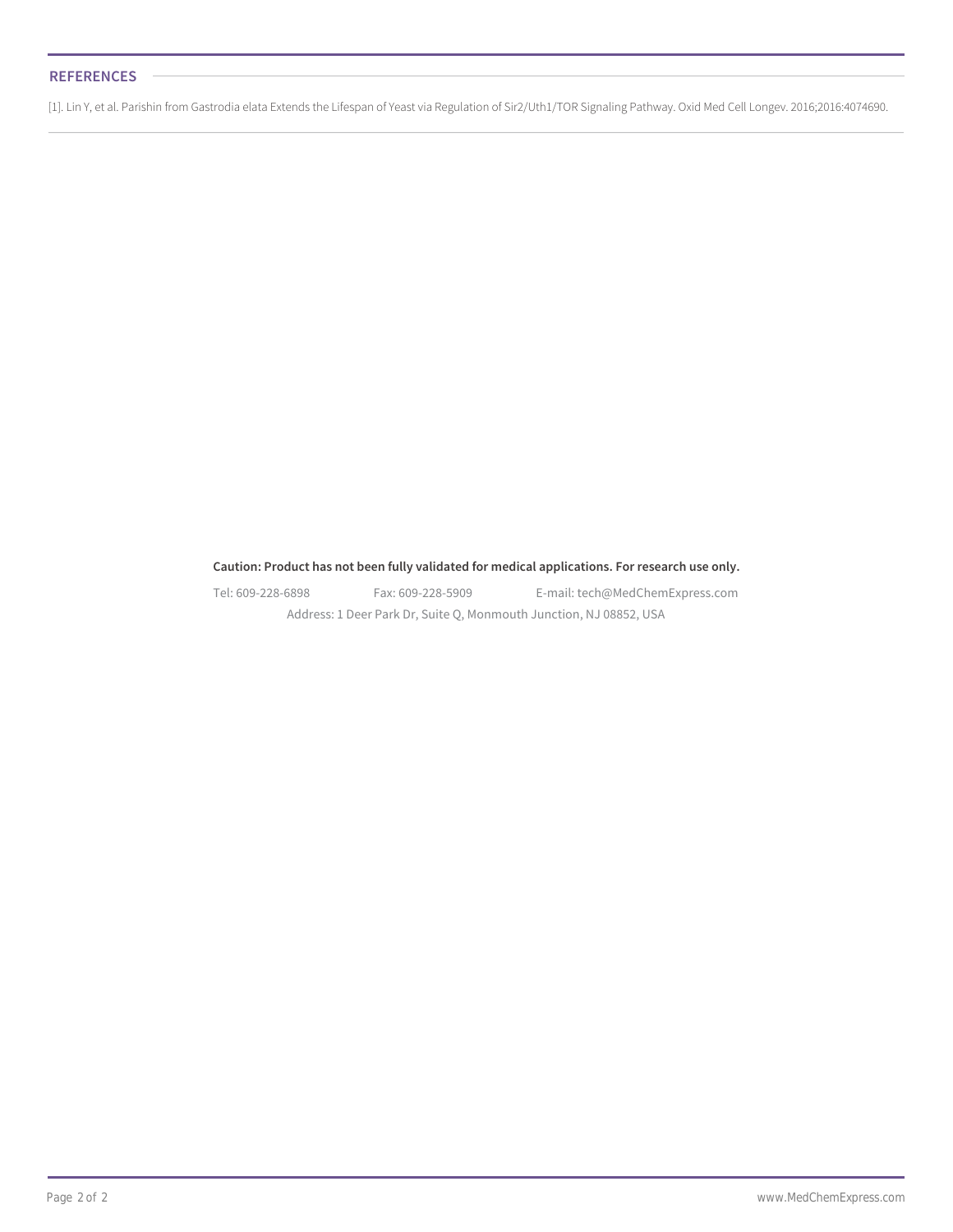## REFERENCES

[1]. Lin Y, et al. Parishin from Gastrodia elata Extends the Lifespan of Yeast via Regulation of Sir2/Uth1/TOR Signaling Pathway. Oxid Med Cell Longev. 2016;2016:4074690.

**Caution: Product has not been fully validated for medical applications. For research use only.**

Tel: 609-228-6898 Fax: 609-228-5909 E-mail: tech@MedChemExpress.com

Address: 1 Deer Park Dr, Suite Q, Monmouth Junction, NJ 08852, USA